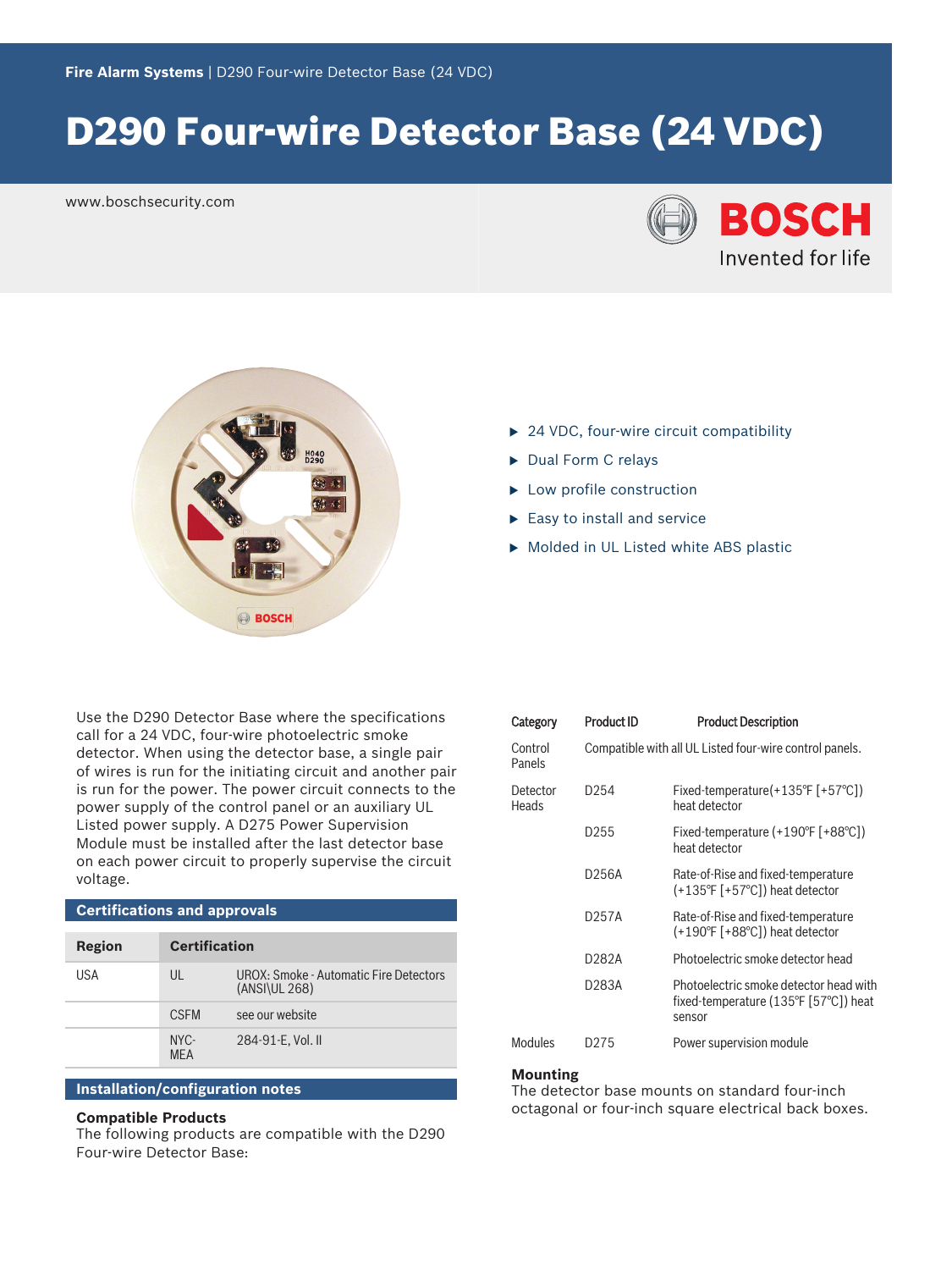Fire Alarm Systems | D290 Four-wire Detector Base (24 VDC)

# D290 Four-wire Detector Base (24 VDC)

www.boschsecurity.com

- 24 VDC, four-wire circuit compatibility
- Dual Form C relays
- Low profile construction
- Easy to install and service
- Molded in UL Listed white ABS plastic

Use the D290 Detector Base where the specifications call for a 24 VDC, four-wire photoelectric smoke detector. When using the detector base, a single pair of wires is run for the initiating circuit and another pair is run for the power. The power circuit connects to the power supply of the control panel or an auxiliary UL Listed power supply. A D275 Power Supervision Module must be installed after the last detector base on each power circuit to properly supervise the circuit voltage.

## Certifications and approvals

| Region | Certification | |
|---|---|---|
| USA | UL | UROX: Smoke - Automatic Fire Detectors (ANSI\UL 268) |
| | CSFM | see our website |
| | NYC-MEA | 284-91-E, Vol. II |

## Installation/configuration notes

### Compatible Products

The following products are compatible with the D290 Four-wire Detector Base:

| Category | Product ID | Product Description |
|---|---|---|
| Control Panels | Compatible with all UL Listed four-wire control panels. | |
| Detector Heads | D254 | Fixed-temperature(+135°F [+57°C]) heat detector |
| | D255 | Fixed-temperature (+190°F [+88°C]) heat detector |
| | D256A | Rate-of-Rise and fixed-temperature (+135°F [+57°C]) heat detector |
| | D257A | Rate-of-Rise and fixed-temperature (+190°F [+88°C]) heat detector |
| | D282A | Photoelectric smoke detector head |
| | D283A | Photoelectric smoke detector head with fixed-temperature (135°F [57°C]) heat sensor |
| Modules | D275 | Power supervision module |

### Mounting

The detector base mounts on standard four-inch octagonal or four-inch square electrical back boxes.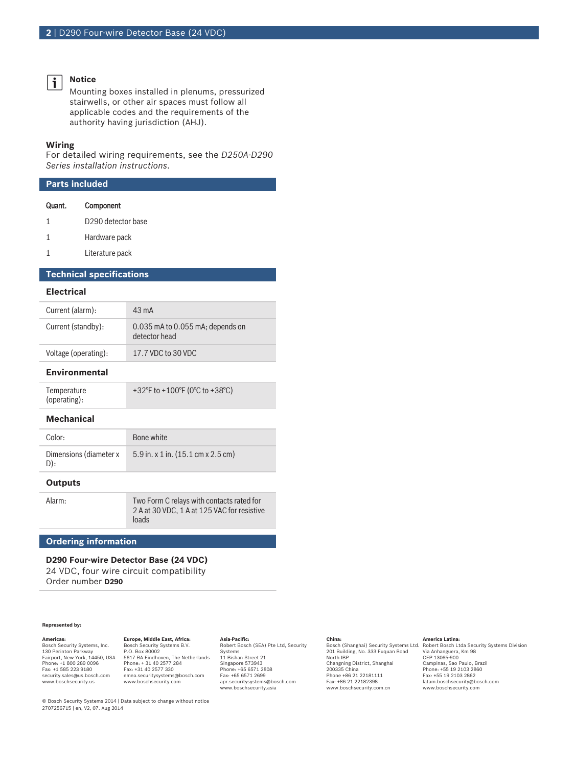> **Notice**
> Mounting boxes installed in plenums, pressurized stairwells, or other air spaces must follow all applicable codes and the requirements of the authority having jurisdiction (AHJ).

### Wiring

For detailed wiring requirements, see the *D250A-D290 Series installation instructions*.

## Parts included

| Quant. | Component |
| --- | --- |
| 1 | D290 detector base |
| 1 | Hardware pack |
| 1 | Literature pack |

## Technical specifications

### Electrical

| | |
| --- | --- |
| Current (alarm): | 43 mA |
| Current (standby): | 0.035 mA to 0.055 mA; depends on detector head |
| Voltage (operating): | 17.7 VDC to 30 VDC |

### Environmental

| | |
| --- | --- |
| Temperature (operating): | +32°F to +100°F (0°C to +38°C) |

### Mechanical

| | |
| --- | --- |
| Color: | Bone white |
| Dimensions (diameter x D): | 5.9 in. x 1 in. (15.1 cm x 2.5 cm) |

### Outputs

| | |
| --- | --- |
| Alarm: | Two Form C relays with contacts rated for 2 A at 30 VDC, 1 A at 125 VAC for resistive loads |

## Ordering information

**D290 Four-wire Detector Base (24 VDC)**
24 VDC, four wire circuit compatibility
Order number **D290**

**Represented by:**

**Americas:**
Bosch Security Systems, Inc.
130 Perinton Parkway
Fairport, New York, 14450, USA
Phone: +1 800 289 0096
Fax: +1 585 223 9180
security.sales@us.bosch.com
www.boschsecurity.us

**Europe, Middle East, Africa:**
Bosch Security Systems B.V.
P.O. Box 80002
5617 BA Eindhoven, The Netherlands
Phone: + 31 40 2577 284
Fax: +31 40 2577 330
emea.securitysystems@bosch.com
www.boschsecurity.com

**Asia-Pacific:**
Robert Bosch (SEA) Pte Ltd, Security Systems
11 Bishan Street 21
Singapore 573943
Phone: +65 6571 2808
Fax: +65 6571 2699
apr.securitysystems@bosch.com
www.boschsecurity.asia

**China:**
Bosch (Shanghai) Security Systems Ltd.
201 Building, No. 333 Fuquan Road
North IBP
Changning District, Shanghai
200335 China
Phone +86 21 22181111
Fax: +86 21 22182398
www.boschsecurity.com.cn

**America Latina:**
Robert Bosch Ltda Security Systems Division
Via Anhanguera, Km 98
CEP 13065-900
Campinas, Sao Paulo, Brazil
Phone: +55 19 2103 2860
Fax: +55 19 2103 2862
latam.boschsecurity@bosch.com
www.boschsecurity.com

© Bosch Security Systems 2014 | Data subject to change without notice
2707256715 | en, V2, 07. Aug 2014